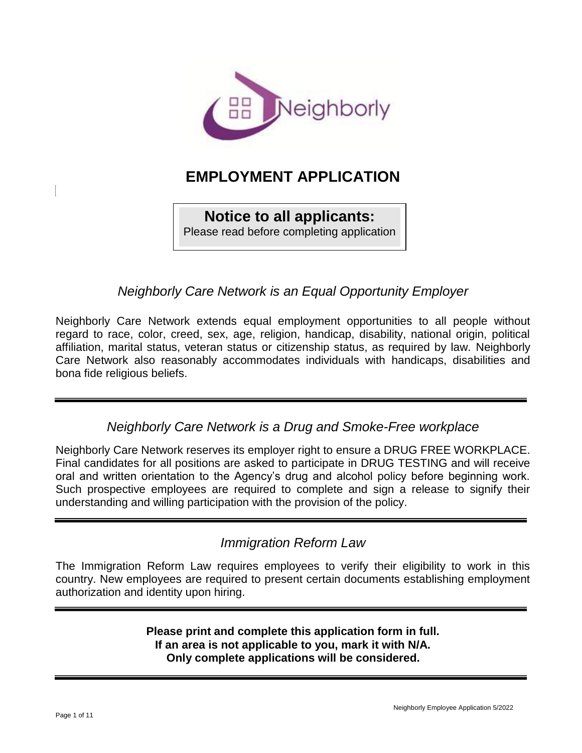# EMPLOYMENT APPLICATION

**Notice to all applicants:**
Please read before completing application

## *Neighborly Care Network is an Equal Opportunity Employer*

Neighborly Care Network extends equal employment opportunities to all people without regard to race, color, creed, sex, age, religion, handicap, disability, national origin, political affiliation, marital status, veteran status or citizenship status, as required by law. Neighborly Care Network also reasonably accommodates individuals with handicaps, disabilities and bona fide religious beliefs.

---

## *Neighborly Care Network is a Drug and Smoke-Free workplace*

Neighborly Care Network reserves its employer right to ensure a DRUG FREE WORKPLACE. Final candidates for all positions are asked to participate in DRUG TESTING and will receive oral and written orientation to the Agency's drug and alcohol policy before beginning work. Such prospective employees are required to complete and sign a release to signify their understanding and willing participation with the provision of the policy.

---

## *Immigration Reform Law*

The Immigration Reform Law requires employees to verify their eligibility to work in this country. New employees are required to present certain documents establishing employment authorization and identity upon hiring.

---

**Please print and complete this application form in full.**
**If an area is not applicable to you, mark it with N/A.**
**Only complete applications will be considered.**

---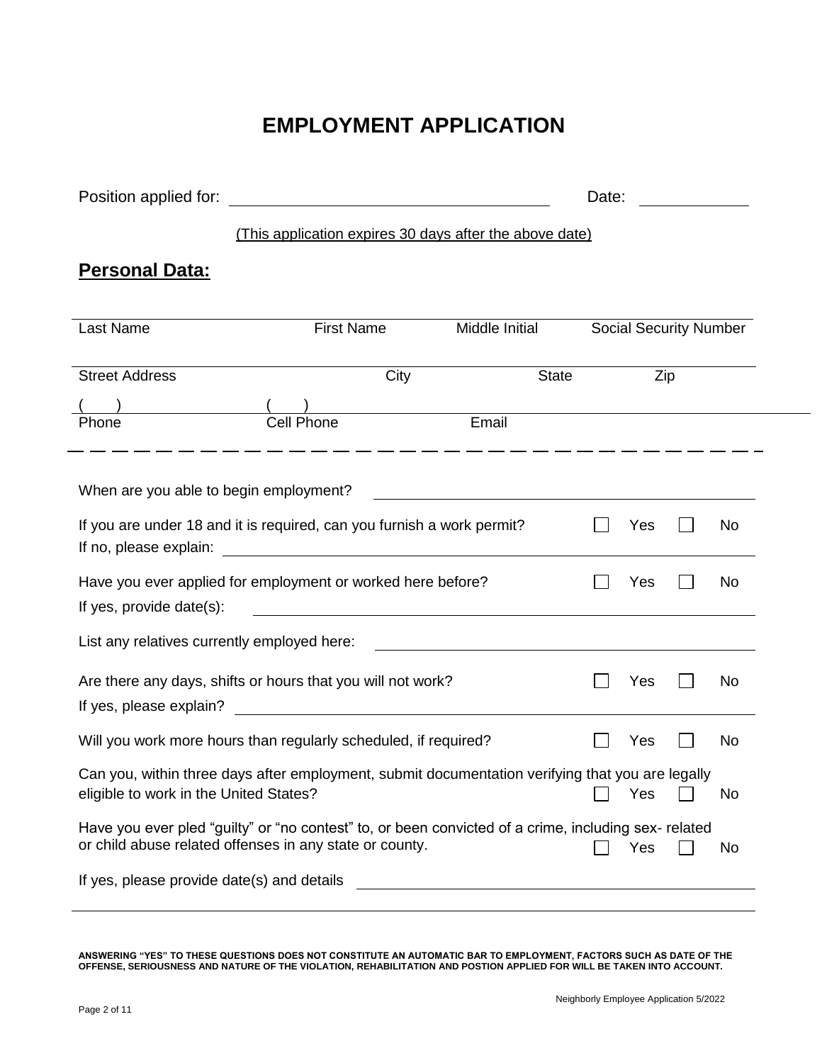# EMPLOYMENT APPLICATION

Position applied for: ______________________________ Date: __________

(This application expires 30 days after the above date)

## Personal Data:

| Last Name | First Name | Middle Initial | Social Security Number |
|---|---|---|---|

| Street Address | City | State | Zip |
|---|---|---|---|

| ( ) Phone | ( ) Cell Phone | Email |
|---|---|---|

---

When are you able to begin employment? ______________________________

If you are under 18 and it is required, can you furnish a work permit? ☐ Yes ☐ No
If no, please explain: ______________________________

Have you ever applied for employment or worked here before? ☐ Yes ☐ No
If yes, provide date(s): ______________________________

List any relatives currently employed here: ______________________________

Are there any days, shifts or hours that you will not work? ☐ Yes ☐ No
If yes, please explain? ______________________________

Will you work more hours than regularly scheduled, if required? ☐ Yes ☐ No

Can you, within three days after employment, submit documentation verifying that you are legally eligible to work in the United States? ☐ Yes ☐ No

Have you ever pled "guilty" or "no contest" to, or been convicted of a crime, including sex- related or child abuse related offenses in any state or county. ☐ Yes ☐ No

If yes, please provide date(s) and details ______________________________

______________________________________________________________

**ANSWERING "YES" TO THESE QUESTIONS DOES NOT CONSTITUTE AN AUTOMATIC BAR TO EMPLOYMENT, FACTORS SUCH AS DATE OF THE OFFENSE, SERIOUSNESS AND NATURE OF THE VIOLATION, REHABILITATION AND POSTION APPLIED FOR WILL BE TAKEN INTO ACCOUNT.**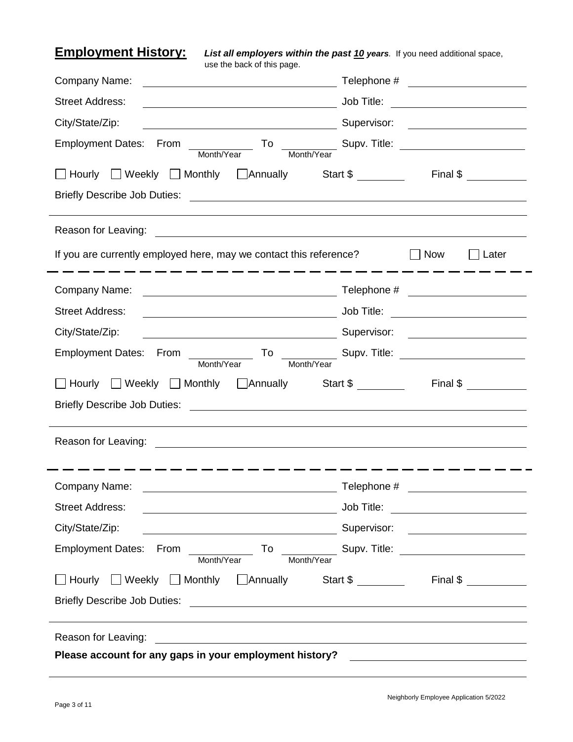## **Employment History:**

***List all employers within the past 10 years**.* If you need additional space, use the back of this page.

Company Name: ______________________________ Telephone # ____________________

Street Address: ______________________________ Job Title: ____________________

City/State/Zip: ______________________________ Supervisor: ____________________

Employment Dates: From __________ (Month/Year) To __________ (Month/Year) Supv. Title: ____________________

☐ Hourly ☐ Weekly ☐ Monthly ☐ Annually Start $ ________ Final $ ________

Briefly Describe Job Duties: ______________________________________________

______________________________________________

Reason for Leaving: ______________________________________________

If you are currently employed here, may we contact this reference? ☐ Now ☐ Later

---

Company Name: ______________________________ Telephone # ____________________

Street Address: ______________________________ Job Title: ____________________

City/State/Zip: ______________________________ Supervisor: ____________________

Employment Dates: From __________ (Month/Year) To __________ (Month/Year) Supv. Title: ____________________

☐ Hourly ☐ Weekly ☐ Monthly ☐ Annually Start $ ________ Final $ ________

Briefly Describe Job Duties: ______________________________________________

______________________________________________

Reason for Leaving: ______________________________________________

---

Company Name: ______________________________ Telephone # ____________________

Street Address: ______________________________ Job Title: ____________________

City/State/Zip: ______________________________ Supervisor: ____________________

Employment Dates: From __________ (Month/Year) To __________ (Month/Year) Supv. Title: ____________________

☐ Hourly ☐ Weekly ☐ Monthly ☐ Annually Start $ ________ Final $ ________

Briefly Describe Job Duties: ______________________________________________

______________________________________________

Reason for Leaving: ______________________________________________

**Please account for any gaps in your employment history?** ______________________________

______________________________________________

Neighborly Employee Application 5/2022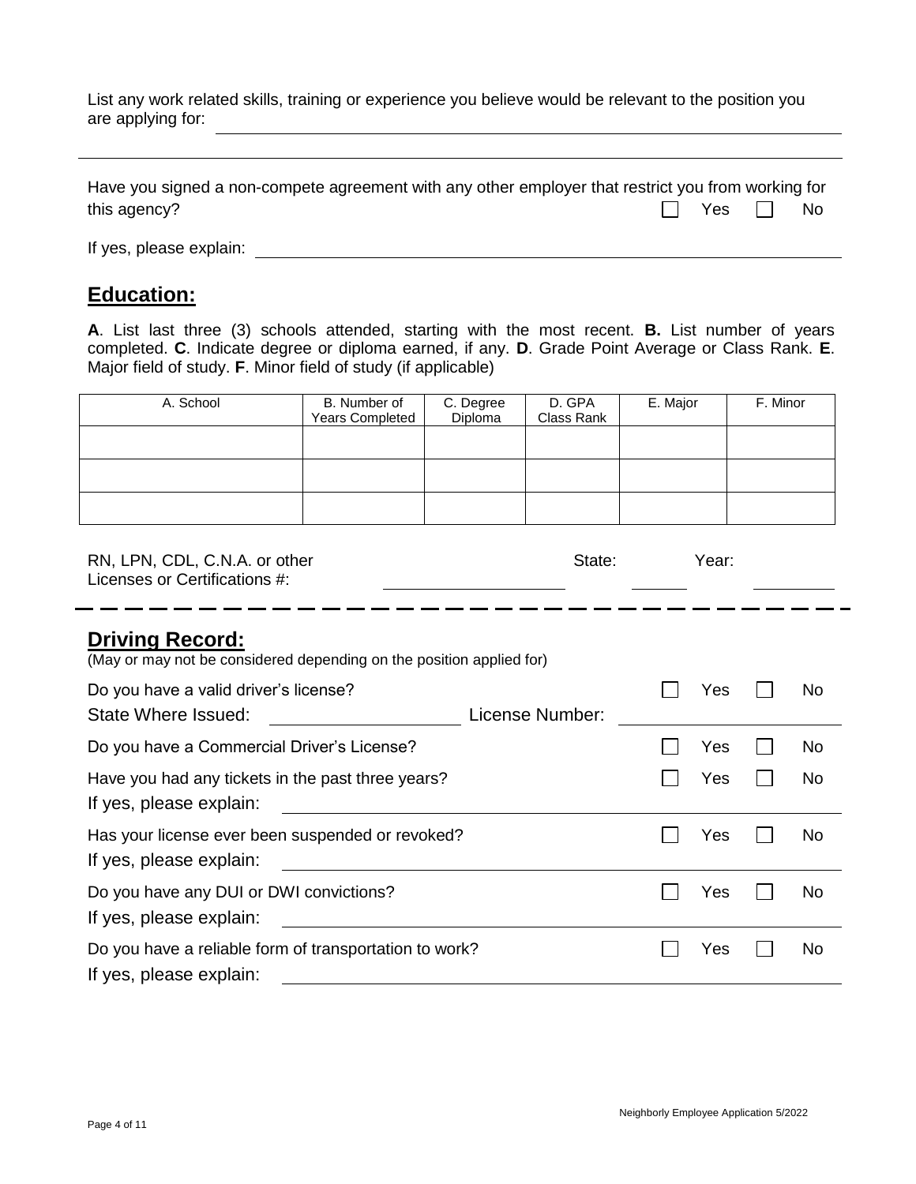List any work related skills, training or experience you believe would be relevant to the position you are applying for: ______________________________________________

______________________________________________

Have you signed a non-compete agreement with any other employer that restrict you from working for this agency? ☐ Yes ☐ No

If yes, please explain: ______________________________________________

## Education:

**A**. List last three (3) schools attended, starting with the most recent. **B.** List number of years completed. **C**. Indicate degree or diploma earned, if any. **D**. Grade Point Average or Class Rank. **E**. Major field of study. **F**. Minor field of study (if applicable)

| A. School | B. Number of Years Completed | C. Degree Diploma | D. GPA Class Rank | E. Major | F. Minor |
|---|---|---|---|---|---|
| | | | | | |
| | | | | | |
| | | | | | |

RN, LPN, CDL, C.N.A. or other Licenses or Certifications #: ____________ State: ______ Year: ______

## Driving Record:

(May or may not be considered depending on the position applied for)

Do you have a valid driver's license? ☐ Yes ☐ No

State Where Issued: ____________ License Number: ____________

Do you have a Commercial Driver's License? ☐ Yes ☐ No

Have you had any tickets in the past three years? ☐ Yes ☐ No

If yes, please explain: ______________________________________________

Has your license ever been suspended or revoked? ☐ Yes ☐ No

If yes, please explain: ______________________________________________

Do you have any DUI or DWI convictions? ☐ Yes ☐ No

If yes, please explain: ______________________________________________

Do you have a reliable form of transportation to work? ☐ Yes ☐ No

If yes, please explain: ______________________________________________

Neighborly Employee Application 5/2022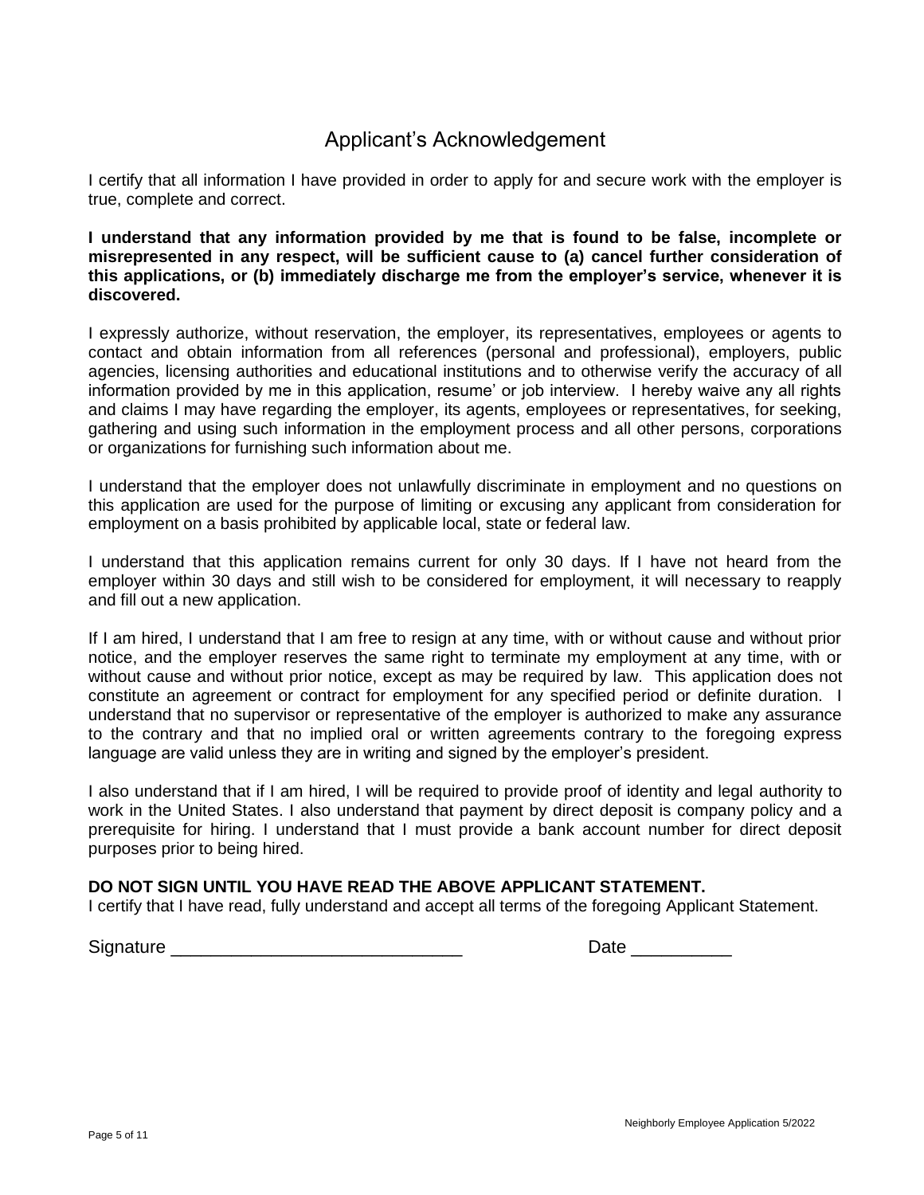# Applicant's Acknowledgement

I certify that all information I have provided in order to apply for and secure work with the employer is true, complete and correct.

**I understand that any information provided by me that is found to be false, incomplete or misrepresented in any respect, will be sufficient cause to (a) cancel further consideration of this applications, or (b) immediately discharge me from the employer's service, whenever it is discovered.**

I expressly authorize, without reservation, the employer, its representatives, employees or agents to contact and obtain information from all references (personal and professional), employers, public agencies, licensing authorities and educational institutions and to otherwise verify the accuracy of all information provided by me in this application, resume' or job interview. I hereby waive any all rights and claims I may have regarding the employer, its agents, employees or representatives, for seeking, gathering and using such information in the employment process and all other persons, corporations or organizations for furnishing such information about me.

I understand that the employer does not unlawfully discriminate in employment and no questions on this application are used for the purpose of limiting or excusing any applicant from consideration for employment on a basis prohibited by applicable local, state or federal law.

I understand that this application remains current for only 30 days. If I have not heard from the employer within 30 days and still wish to be considered for employment, it will necessary to reapply and fill out a new application.

If I am hired, I understand that I am free to resign at any time, with or without cause and without prior notice, and the employer reserves the same right to terminate my employment at any time, with or without cause and without prior notice, except as may be required by law. This application does not constitute an agreement or contract for employment for any specified period or definite duration. I understand that no supervisor or representative of the employer is authorized to make any assurance to the contrary and that no implied oral or written agreements contrary to the foregoing express language are valid unless they are in writing and signed by the employer's president.

I also understand that if I am hired, I will be required to provide proof of identity and legal authority to work in the United States. I also understand that payment by direct deposit is company policy and a prerequisite for hiring. I understand that I must provide a bank account number for direct deposit purposes prior to being hired.

**DO NOT SIGN UNTIL YOU HAVE READ THE ABOVE APPLICANT STATEMENT.**
I certify that I have read, fully understand and accept all terms of the foregoing Applicant Statement.

Signature _____________________________ Date __________

Neighborly Employee Application 5/2022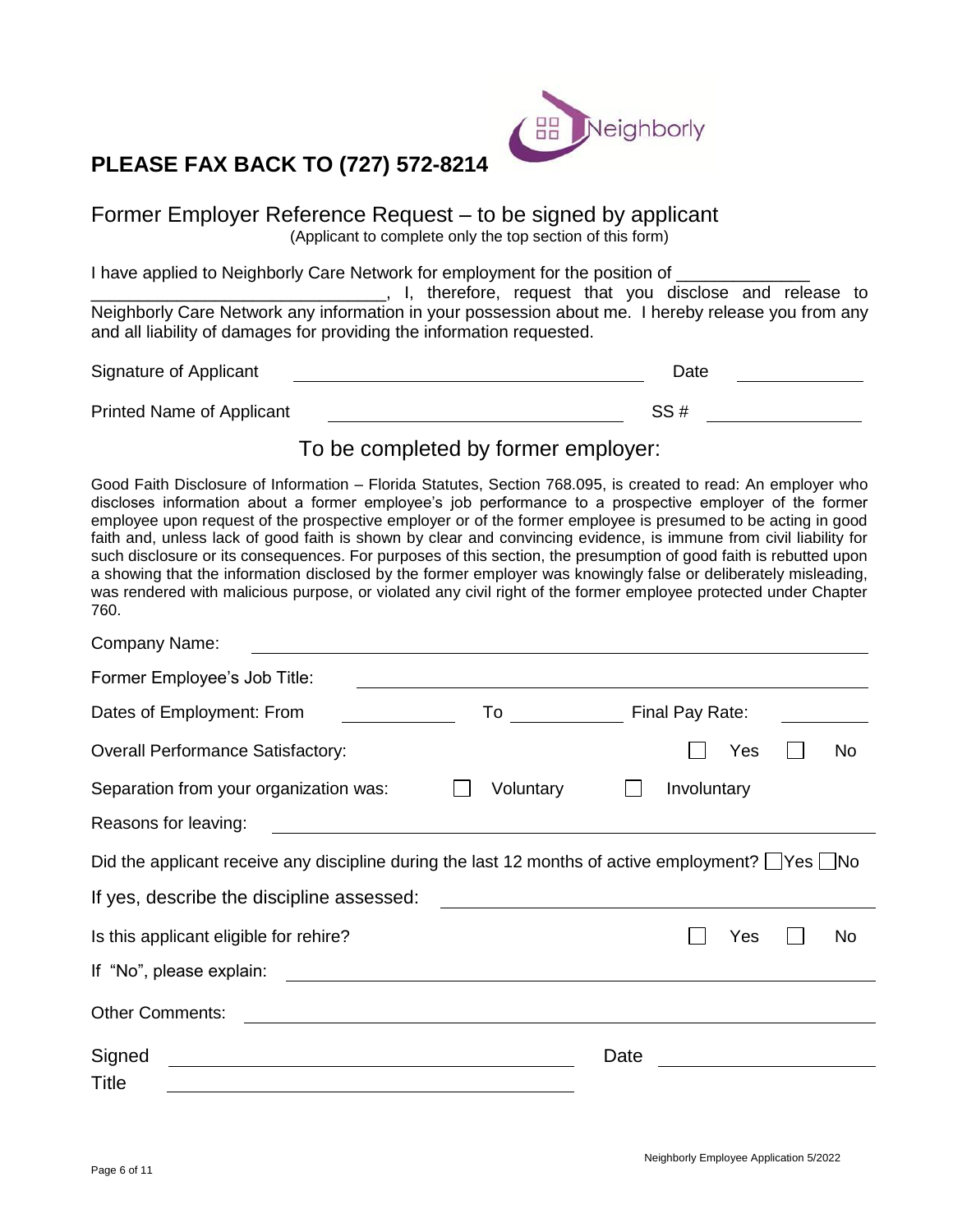## PLEASE FAX BACK TO (727) 572-8214

Neighborly

# Former Employer Reference Request – to be signed by applicant

(Applicant to complete only the top section of this form)

I have applied to Neighborly Care Network for employment for the position of ______________ ________________________________, I, therefore, request that you disclose and release to Neighborly Care Network any information in your possession about me. I hereby release you from any and all liability of damages for providing the information requested.

Signature of Applicant ______________________________ Date ______________

Printed Name of Applicant ______________________________ SS # ______________

## To be completed by former employer:

Good Faith Disclosure of Information – Florida Statutes, Section 768.095, is created to read: An employer who discloses information about a former employee's job performance to a prospective employer of the former employee upon request of the prospective employer or of the former employee is presumed to be acting in good faith and, unless lack of good faith is shown by clear and convincing evidence, is immune from civil liability for such disclosure or its consequences. For purposes of this section, the presumption of good faith is rebutted upon a showing that the information disclosed by the former employer was knowingly false or deliberately misleading, was rendered with malicious purpose, or violated any civil right of the former employee protected under Chapter 760.

Company Name: ______________________________

Former Employee's Job Title: ______________________________

Dates of Employment: From ____________ To ____________ Final Pay Rate: ____________

Overall Performance Satisfactory: ☐ Yes ☐ No

Separation from your organization was: ☐ Voluntary ☐ Involuntary

Reasons for leaving: ______________________________

Did the applicant receive any discipline during the last 12 months of active employment? ☐ Yes ☐ No

If yes, describe the discipline assessed: ______________________________

Is this applicant eligible for rehire? ☐ Yes ☐ No

If "No", please explain: ______________________________

Other Comments: ______________________________

Signed ______________________________ Date ______________

Title ______________________________

Neighborly Employee Application 5/2022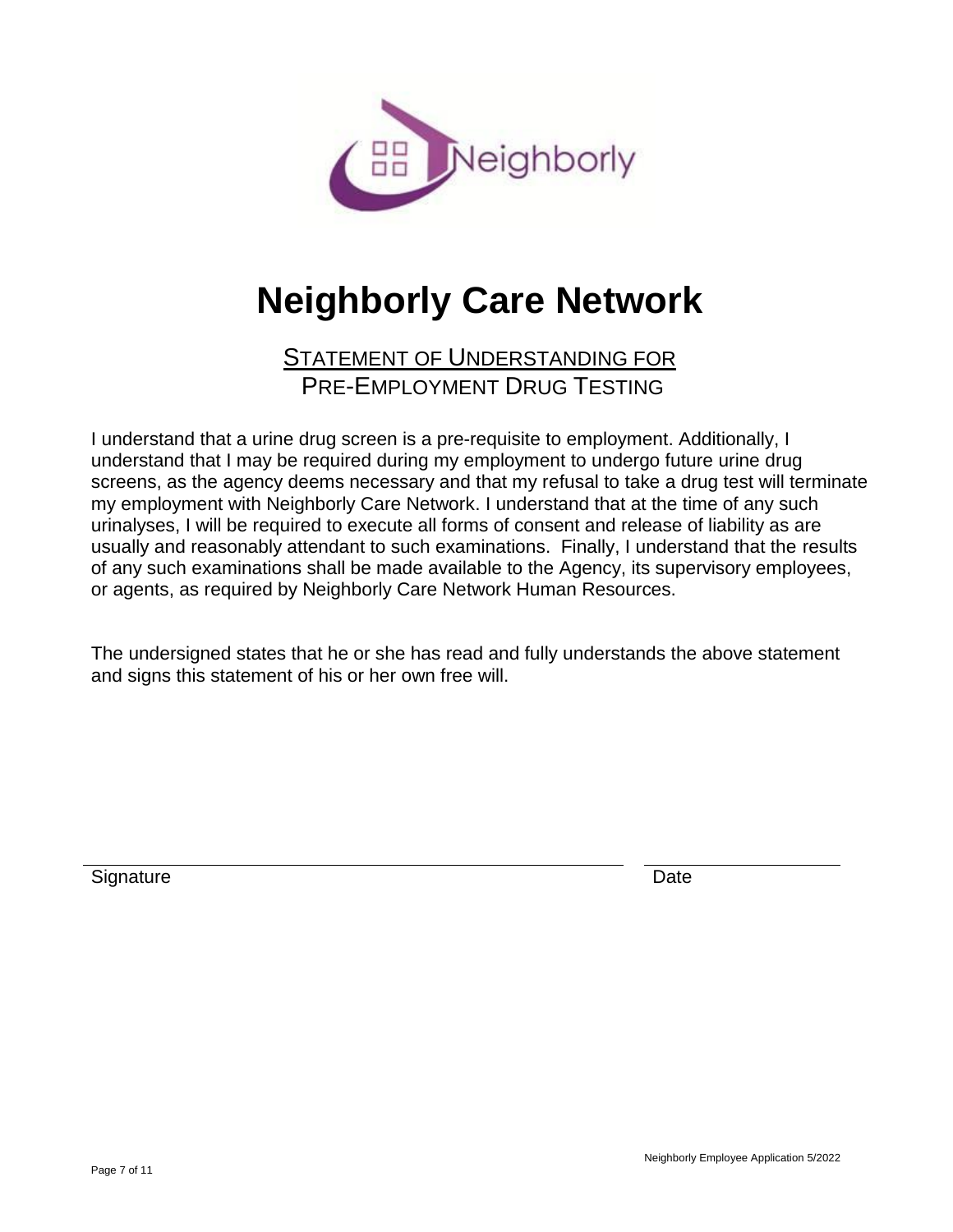# Neighborly Care Network

## STATEMENT OF UNDERSTANDING FOR PRE-EMPLOYMENT DRUG TESTING

I understand that a urine drug screen is a pre-requisite to employment. Additionally, I understand that I may be required during my employment to undergo future urine drug screens, as the agency deems necessary and that my refusal to take a drug test will terminate my employment with Neighborly Care Network. I understand that at the time of any such urinalyses, I will be required to execute all forms of consent and release of liability as are usually and reasonably attendant to such examinations. Finally, I understand that the results of any such examinations shall be made available to the Agency, its supervisory employees, or agents, as required by Neighborly Care Network Human Resources.

The undersigned states that he or she has read and fully understands the above statement and signs this statement of his or her own free will.

_______________________________________________ ____________________

Signature Date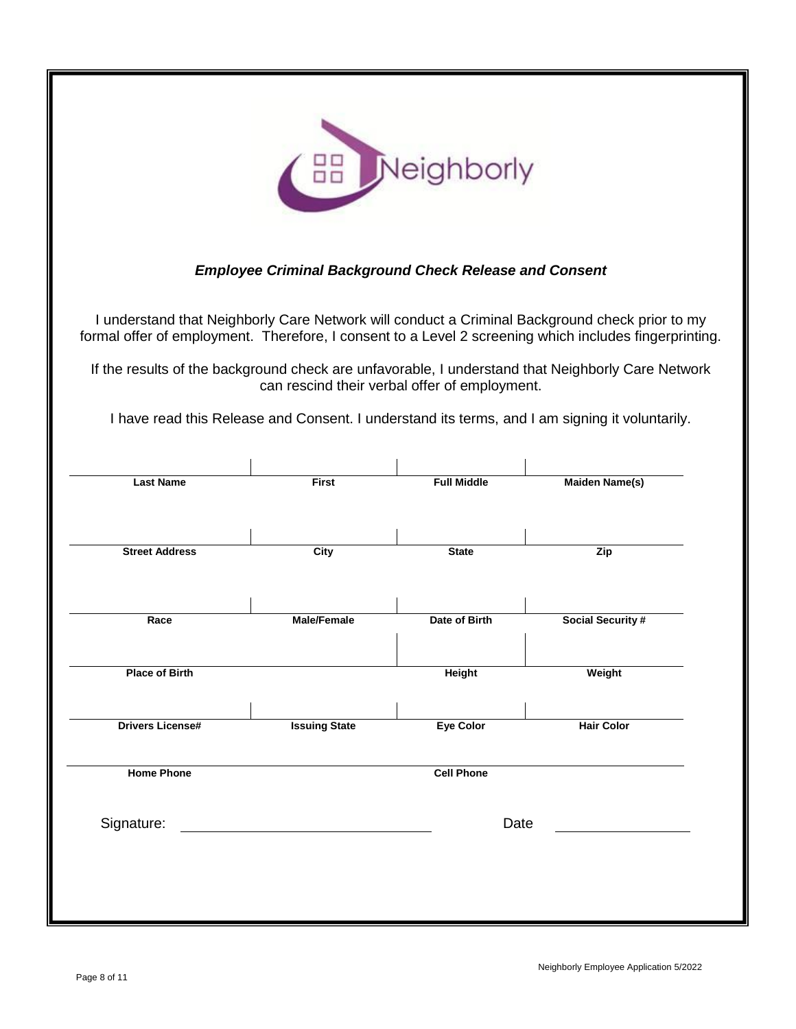Neighborly

### *Employee Criminal Background Check Release and Consent*

I understand that Neighborly Care Network will conduct a Criminal Background check prior to my formal offer of employment. Therefore, I consent to a Level 2 screening which includes fingerprinting.

If the results of the background check are unfavorable, I understand that Neighborly Care Network can rescind their verbal offer of employment.

I have read this Release and Consent. I understand its terms, and I am signing it voluntarily.

| | | | |
|---|---|---|---|
| **Last Name** | **First** | **Full Middle** | **Maiden Name(s)** |
| | | | |
| **Street Address** | **City** | **State** | **Zip** |
| | | | |
| **Race** | **Male/Female** | **Date of Birth** | **Social Security #** |
| | | | |
| **Place of Birth** | | **Height** | **Weight** |
| | | | |
| **Drivers License#** | **Issuing State** | **Eye Color** | **Hair Color** |
| | | | |
| **Home Phone** | | **Cell Phone** | |

Signature: ______________________________ Date ________________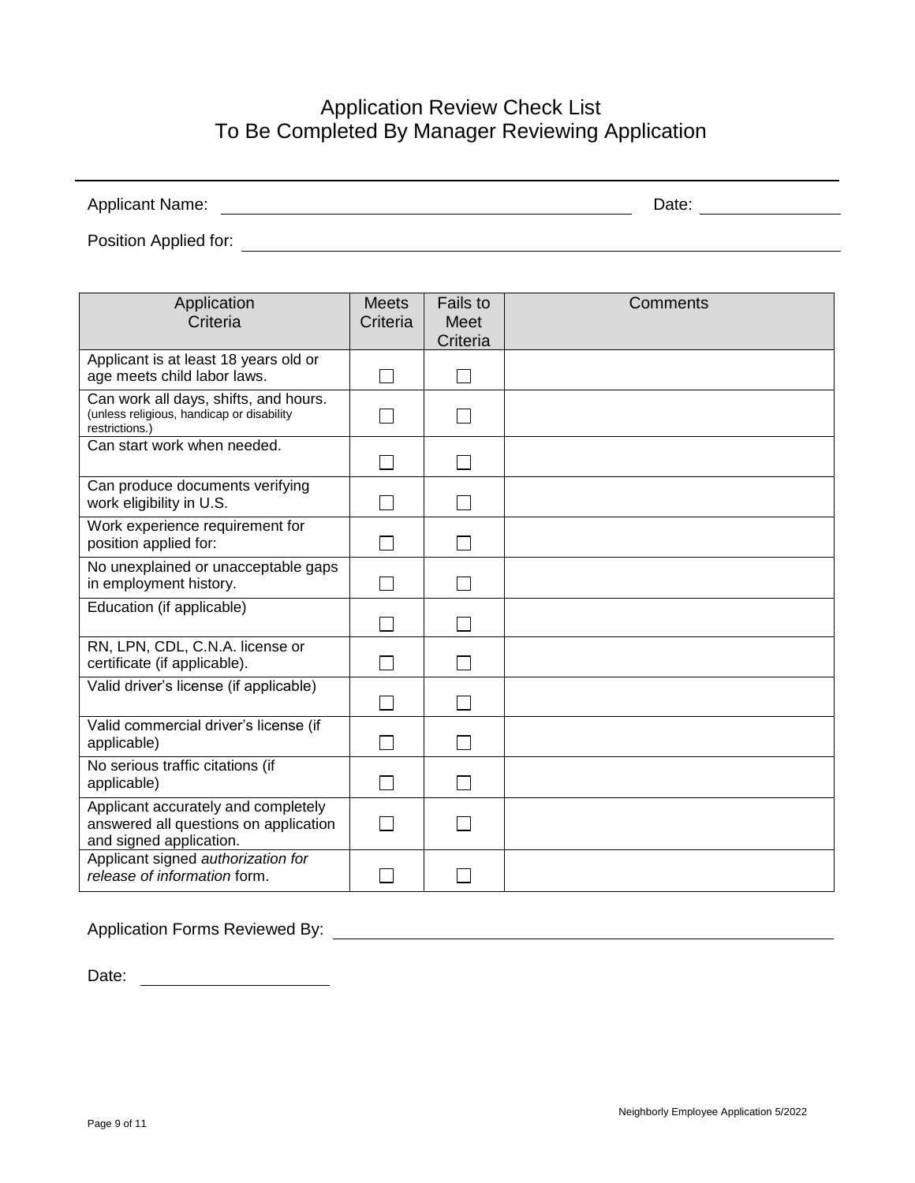# Application Review Check List
## To Be Completed By Manager Reviewing Application

Applicant Name: ______________________________ Date: ____________

Position Applied for: ______________________________

| Application Criteria | Meets Criteria | Fails to Meet Criteria | Comments |
|---|---|---|---|
| Applicant is at least 18 years old or age meets child labor laws. | ☐ | ☐ | |
| Can work all days, shifts, and hours. (unless religious, handicap or disability restrictions.) | ☐ | ☐ | |
| Can start work when needed. | ☐ | ☐ | |
| Can produce documents verifying work eligibility in U.S. | ☐ | ☐ | |
| Work experience requirement for position applied for: | ☐ | ☐ | |
| No unexplained or unacceptable gaps in employment history. | ☐ | ☐ | |
| Education (if applicable) | ☐ | ☐ | |
| RN, LPN, CDL, C.N.A. license or certificate (if applicable). | ☐ | ☐ | |
| Valid driver's license (if applicable) | ☐ | ☐ | |
| Valid commercial driver's license (if applicable) | ☐ | ☐ | |
| No serious traffic citations (if applicable) | ☐ | ☐ | |
| Applicant accurately and completely answered all questions on application and signed application. | ☐ | ☐ | |
| Applicant signed *authorization for release of information* form. | ☐ | ☐ | |

Application Forms Reviewed By: ______________________________

Date: ____________

Neighborly Employee Application 5/2022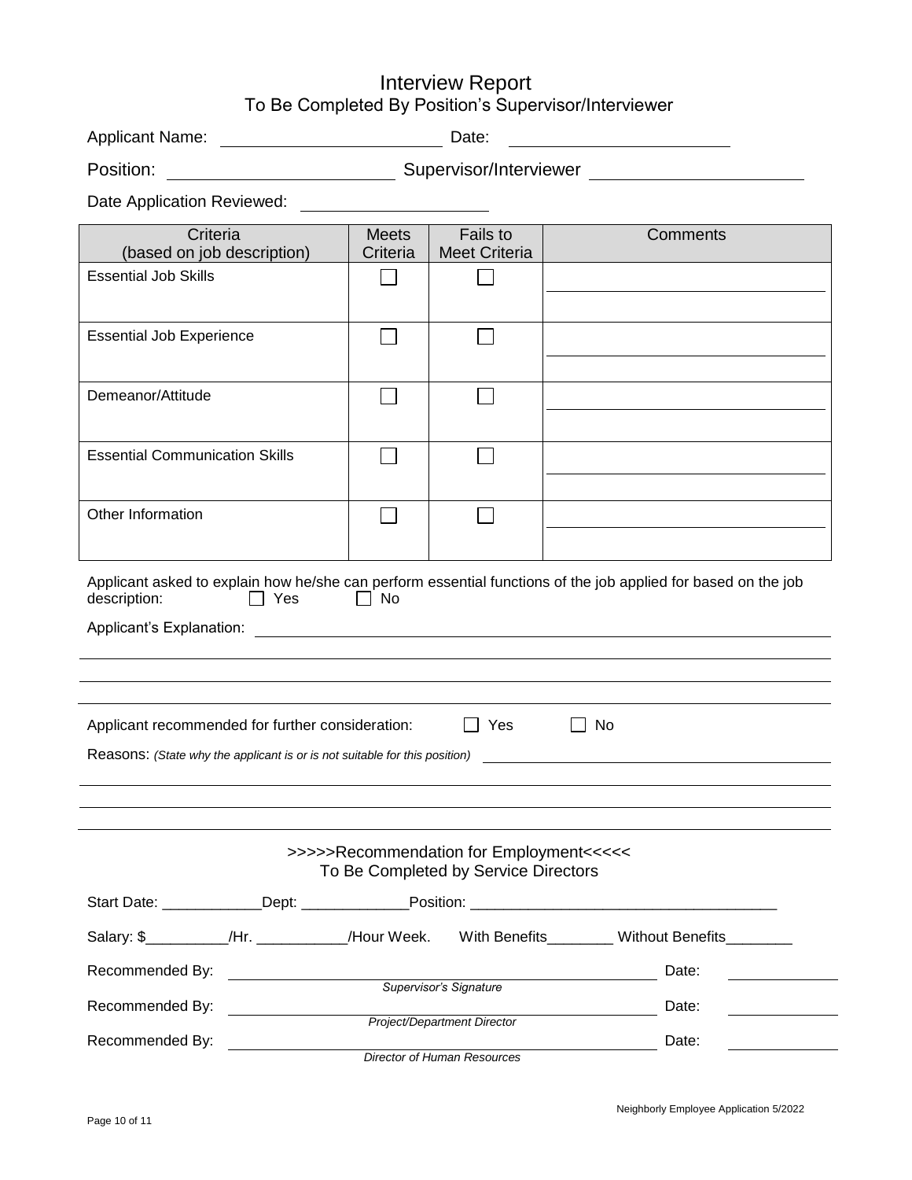# Interview Report

## To Be Completed By Position's Supervisor/Interviewer

Applicant Name: ______________________ Date: ______________________

Position: ______________________ Supervisor/Interviewer ______________________

Date Application Reviewed: ____________________

| Criteria (based on job description) | Meets Criteria | Fails to Meet Criteria | Comments |
|---|---|---|---|
| Essential Job Skills | ☐ | ☐ | |
| Essential Job Experience | ☐ | ☐ | |
| Demeanor/Attitude | ☐ | ☐ | |
| Essential Communication Skills | ☐ | ☐ | |
| Other Information | ☐ | ☐ | |

Applicant asked to explain how he/she can perform essential functions of the job applied for based on the job description: ☐ Yes ☐ No

Applicant's Explanation: ____________________________________________

____________________________________________

____________________________________________

____________________________________________

Applicant recommended for further consideration: ☐ Yes ☐ No

Reasons: *(State why the applicant is or is not suitable for this position)* ____________________________________________

____________________________________________

____________________________________________

____________________________________________

## >>>>>Recommendation for Employment<<<<<

### To Be Completed by Service Directors

Start Date: ____________Dept: _____________Position: ____________________________________

Salary: $__________/Hr. ___________/Hour Week. With Benefits________ Without Benefits________

Recommended By: ____________________________________________ Date: ____________
*Supervisor's Signature*

Recommended By: ____________________________________________ Date: ____________
*Project/Department Director*

Recommended By: ____________________________________________ Date: ____________
*Director of Human Resources*

Neighborly Employee Application 5/2022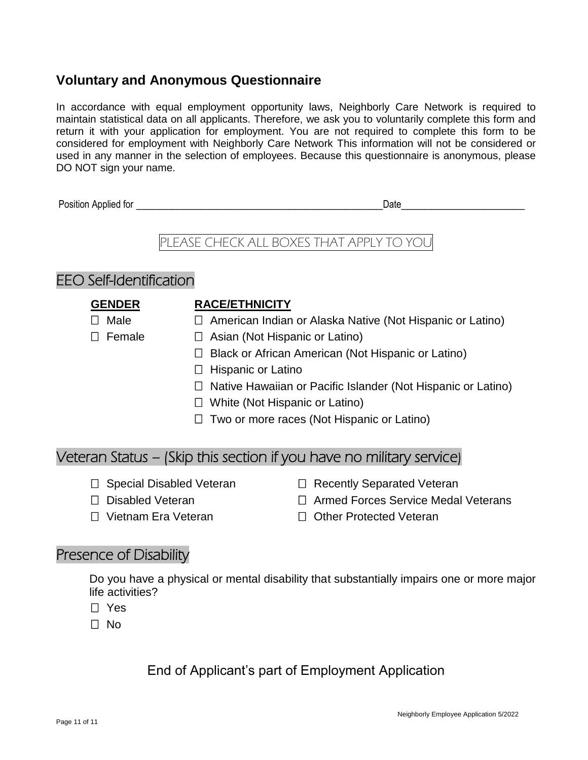## Voluntary and Anonymous Questionnaire

In accordance with equal employment opportunity laws, Neighborly Care Network is required to maintain statistical data on all applicants. Therefore, we ask you to voluntarily complete this form and return it with your application for employment. You are not required to complete this form to be considered for employment with Neighborly Care Network This information will not be considered or used in any manner in the selection of employees. Because this questionnaire is anonymous, please DO NOT sign your name.

Position Applied for ______________________________________________ Date______________________

PLEASE CHECK ALL BOXES THAT APPLY TO YOU

## EEO Self-Identification

**GENDER**

☐ Male

☐ Female

**RACE/ETHNICITY**

☐ American Indian or Alaska Native (Not Hispanic or Latino)

☐ Asian (Not Hispanic or Latino)

☐ Black or African American (Not Hispanic or Latino)

☐ Hispanic or Latino

☐ Native Hawaiian or Pacific Islander (Not Hispanic or Latino)

☐ White (Not Hispanic or Latino)

☐ Two or more races (Not Hispanic or Latino)

## Veteran Status – (Skip this section if you have no military service)

☐ Special Disabled Veteran

☐ Disabled Veteran

☐ Vietnam Era Veteran

☐ Recently Separated Veteran

☐ Armed Forces Service Medal Veterans

☐ Other Protected Veteran

## Presence of Disability

Do you have a physical or mental disability that substantially impairs one or more major life activities?

☐ Yes

☐ No

End of Applicant's part of Employment Application

Neighborly Employee Application 5/2022